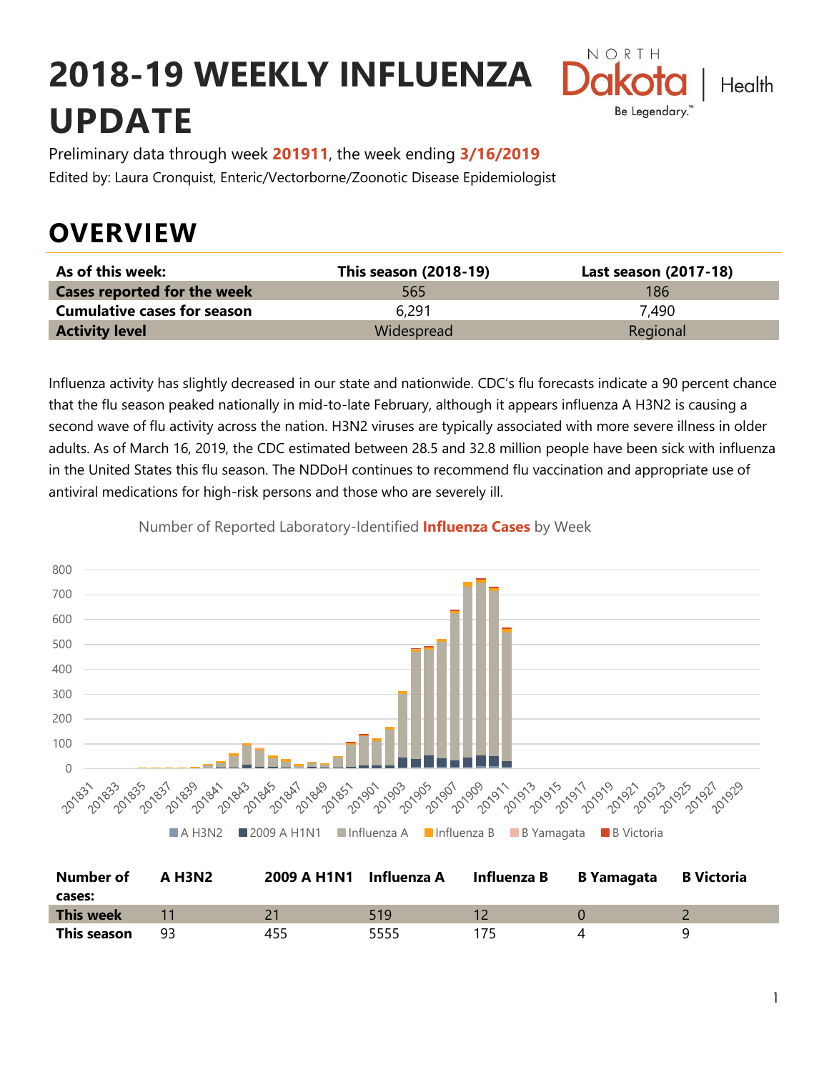# 2018-19 WEEKLY INFLUENZA UPDATE

Preliminary data through week **201911**, the week ending **3/16/2019**

Edited by: Laura Cronquist, Enteric/Vectorborne/Zoonotic Disease Epidemiologist

## OVERVIEW

| As of this week: | This season (2018-19) | Last season (2017-18) |
|---|---|---|
| **Cases reported for the week** | 565 | 186 |
| **Cumulative cases for season** | 6,291 | 7,490 |
| **Activity level** | Widespread | Regional |

Influenza activity has slightly decreased in our state and nationwide. CDC's flu forecasts indicate a 90 percent chance that the flu season peaked nationally in mid-to-late February, although it appears influenza A H3N2 is causing a second wave of flu activity across the nation. H3N2 viruses are typically associated with more severe illness in older adults. As of March 16, 2019, the CDC estimated between 28.5 and 32.8 million people have been sick with influenza in the United States this flu season. The NDDoH continues to recommend flu vaccination and appropriate use of antiviral medications for high-risk persons and those who are severely ill.

Number of Reported Laboratory-Identified **Influenza Cases** by Week

| Number of cases: | A H3N2 | 2009 A H1N1 | Influenza A | Influenza B | B Yamagata | B Victoria |
|---|---|---|---|---|---|---|
| **This week** | 11 | 21 | 519 | 12 | 0 | 2 |
| **This season** | 93 | 455 | 5555 | 175 | 4 | 9 |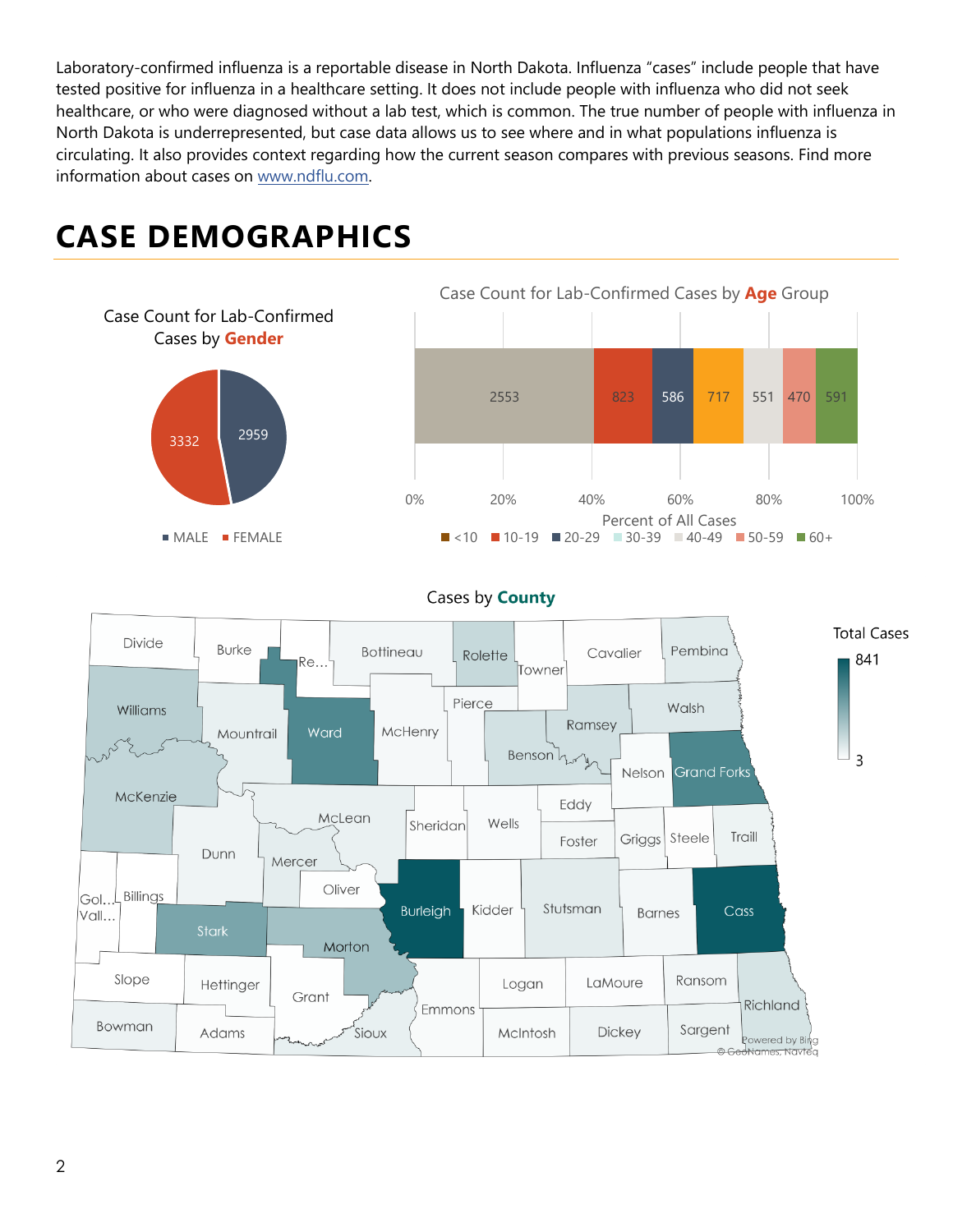Laboratory-confirmed influenza is a reportable disease in North Dakota. Influenza "cases" include people that have tested positive for influenza in a healthcare setting. It does not include people with influenza who did not seek healthcare, or who were diagnosed without a lab test, which is common. The true number of people with influenza in North Dakota is underrepresented, but case data allows us to see where and in what populations influenza is circulating. It also provides context regarding how the current season compares with previous seasons. Find more information about cases on [www.ndflu.com](http://www.ndflu.com).

# CASE DEMOGRAPHICS

Case Count for Lab-Confirmed Cases by **Gender**

| Gender | Count |
|---|---|
| MALE | 2959 |
| FEMALE | 3332 |

Case Count for Lab-Confirmed Cases by **Age** Group

| Age Group | Count |
|---|---|
| <10 | 2553 |
| 10-19 | 823 |
| 20-29 | 586 |
| 30-39 | 717 |
| 40-49 | 551 |
| 50-59 | 470 |
| 60+ | 591 |

Percent of All Cases

Cases by **County**

Total Cases: 3 – 841

Powered by Bing
© GeoNames, Navteq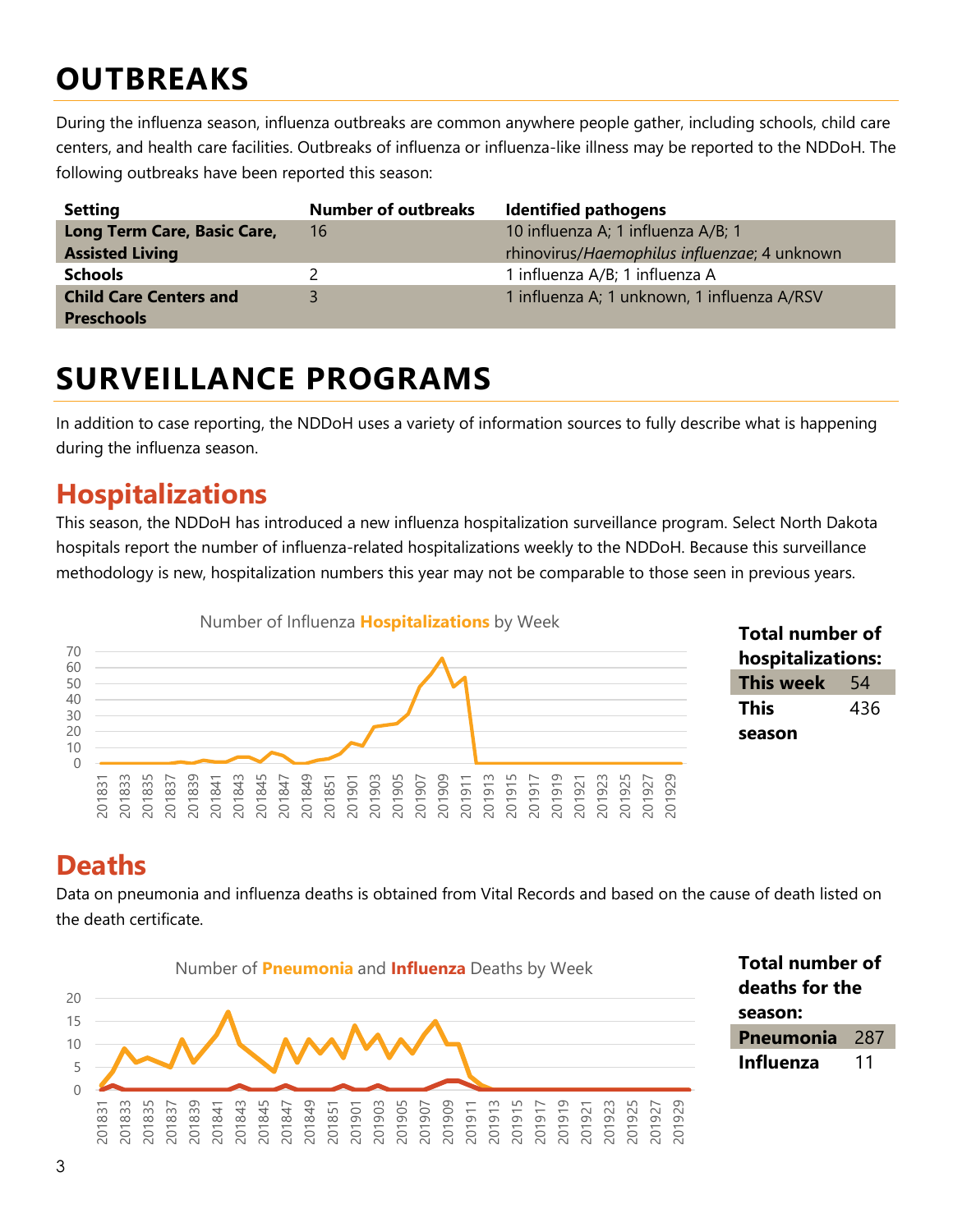# OUTBREAKS

During the influenza season, influenza outbreaks are common anywhere people gather, including schools, child care centers, and health care facilities. Outbreaks of influenza or influenza-like illness may be reported to the NDDoH. The following outbreaks have been reported this season:

| Setting | Number of outbreaks | Identified pathogens |
|---|---|---|
| **Long Term Care, Basic Care, Assisted Living** | 16 | 10 influenza A; 1 influenza A/B; 1 rhinovirus/*Haemophilus influenzae*; 4 unknown |
| **Schools** | 2 | 1 influenza A/B; 1 influenza A |
| **Child Care Centers and Preschools** | 3 | 1 influenza A; 1 unknown, 1 influenza A/RSV |

# SURVEILLANCE PROGRAMS

In addition to case reporting, the NDDoH uses a variety of information sources to fully describe what is happening during the influenza season.

## Hospitalizations

This season, the NDDoH has introduced a new influenza hospitalization surveillance program. Select North Dakota hospitals report the number of influenza-related hospitalizations weekly to the NDDoH. Because this surveillance methodology is new, hospitalization numbers this year may not be comparable to those seen in previous years.

Number of Influenza **Hospitalizations** by Week

**Total number of hospitalizations:**

| | |
|---|---|
| **This week** | 54 |
| **This season** | 436 |

## Deaths

Data on pneumonia and influenza deaths is obtained from Vital Records and based on the cause of death listed on the death certificate.

Number of **Pneumonia** and **Influenza** Deaths by Week

**Total number of deaths for the season:**

| | |
|---|---|
| **Pneumonia** | 287 |
| **Influenza** | 11 |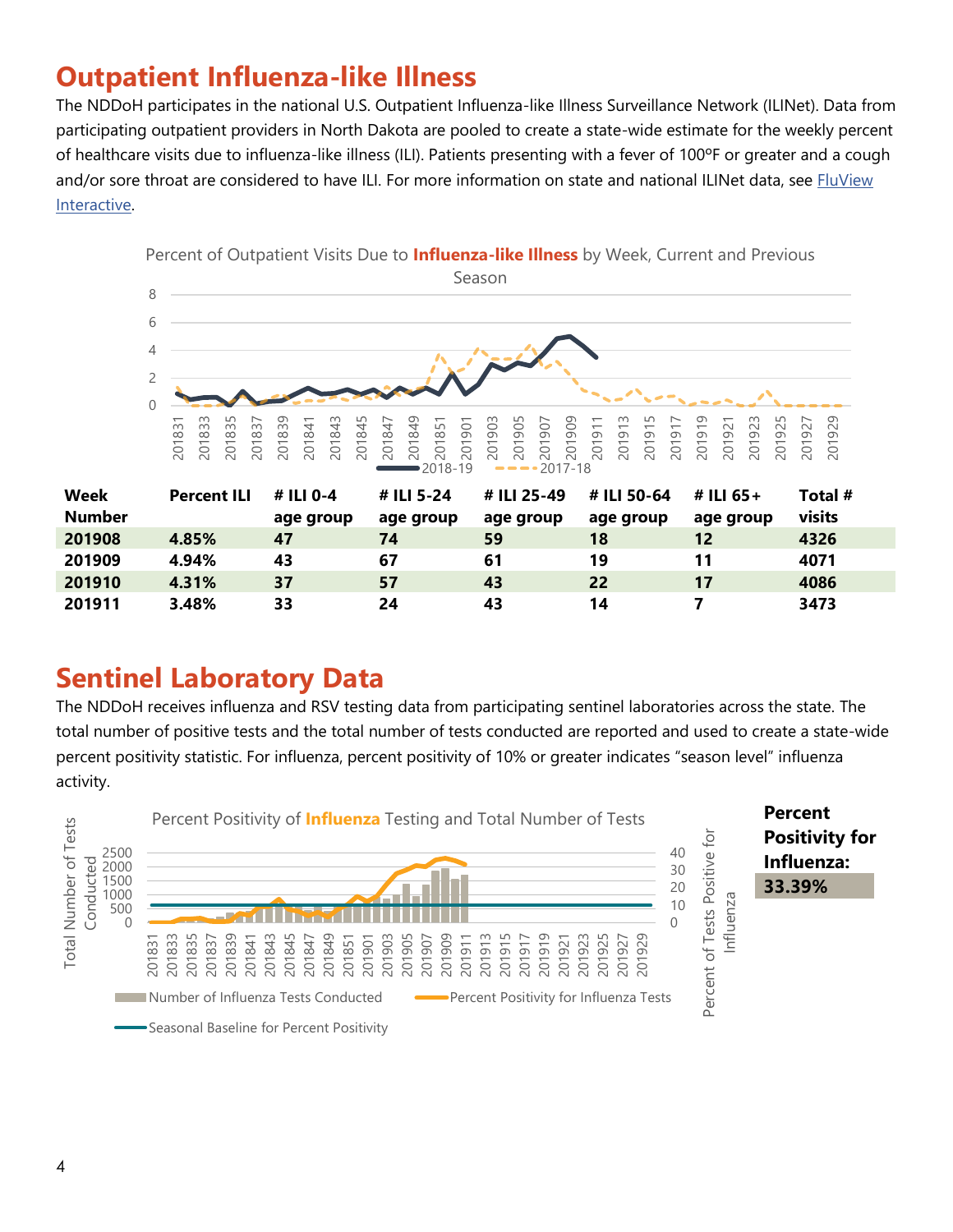## Outpatient Influenza-like Illness

The NDDoH participates in the national U.S. Outpatient Influenza-like Illness Surveillance Network (ILINet). Data from participating outpatient providers in North Dakota are pooled to create a state-wide estimate for the weekly percent of healthcare visits due to influenza-like illness (ILI). Patients presenting with a fever of 100ºF or greater and a cough and/or sore throat are considered to have ILI. For more information on state and national ILINet data, see FluView Interactive.

Percent of Outpatient Visits Due to **Influenza-like Illness** by Week, Current and Previous Season

| Week Number | Percent ILI | # ILI 0-4 age group | # ILI 5-24 age group | # ILI 25-49 age group | # ILI 50-64 age group | # ILI 65+ age group | Total # visits |
|---|---|---|---|---|---|---|---|
| **201908** | **4.85%** | **47** | **74** | **59** | **18** | **12** | **4326** |
| **201909** | **4.94%** | **43** | **67** | **61** | **19** | **11** | **4071** |
| **201910** | **4.31%** | **37** | **57** | **43** | **22** | **17** | **4086** |
| **201911** | **3.48%** | **33** | **24** | **43** | **14** | **7** | **3473** |

## Sentinel Laboratory Data

The NDDoH receives influenza and RSV testing data from participating sentinel laboratories across the state. The total number of positive tests and the total number of tests conducted are reported and used to create a state-wide percent positivity statistic. For influenza, percent positivity of 10% or greater indicates "season level" influenza activity.

Percent Positivity of **Influenza** Testing and Total Number of Tests

**Percent Positivity for Influenza:**

**33.39%**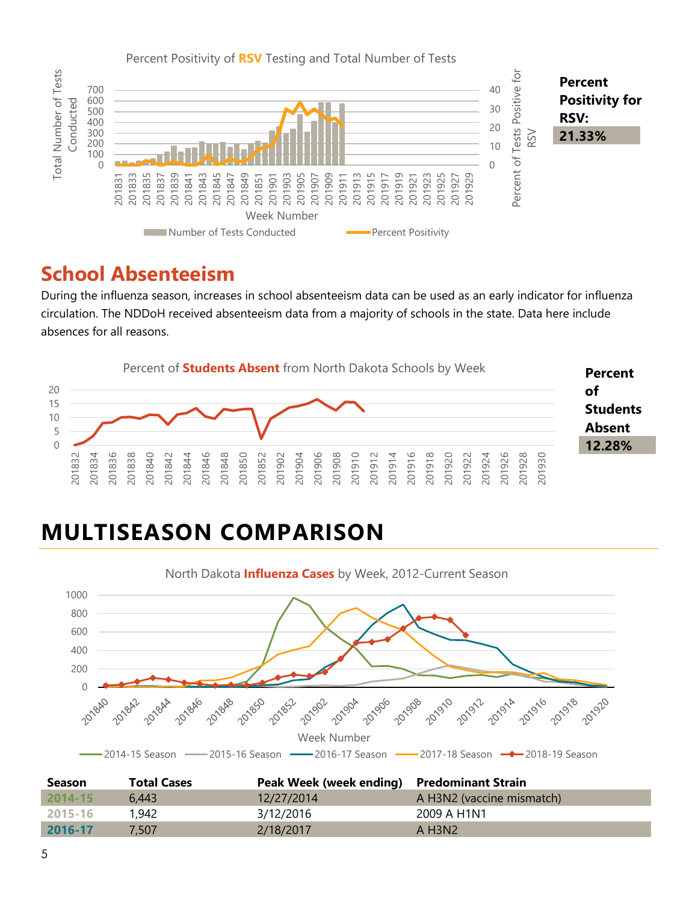Percent Positivity of **RSV** Testing and Total Number of Tests

**Percent Positivity for RSV:**
**21.33%**

## School Absenteeism

During the influenza season, increases in school absenteeism data can be used as an early indicator for influenza circulation. The NDDoH received absenteeism data from a majority of schools in the state. Data here include absences for all reasons.

Percent of **Students Absent** from North Dakota Schools by Week

**Percent of Students Absent**
**12.28%**

# MULTISEASON COMPARISON

North Dakota **Influenza Cases** by Week, 2012-Current Season

| Season | Total Cases | Peak Week (week ending) | Predominant Strain |
|---|---|---|---|
| 2014-15 | 6,443 | 12/27/2014 | A H3N2 (vaccine mismatch) |
| 2015-16 | 1,942 | 3/12/2016 | 2009 A H1N1 |
| 2016-17 | 7,507 | 2/18/2017 | A H3N2 |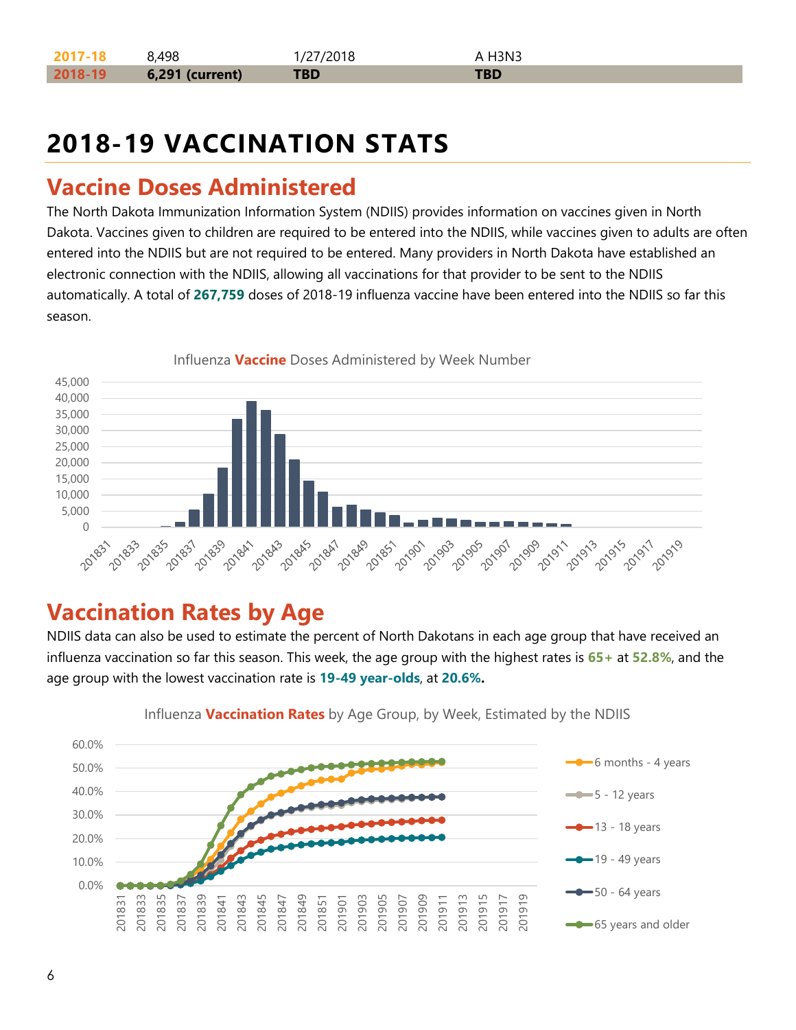| | | | |
|---|---|---|---|
| 2017-18 | 8,498 | 1/27/2018 | A H3N3 |
| 2018-19 | **6,291 (current)** | **TBD** | **TBD** |

# 2018-19 VACCINATION STATS

## Vaccine Doses Administered

The North Dakota Immunization Information System (NDIIS) provides information on vaccines given in North Dakota. Vaccines given to children are required to be entered into the NDIIS, while vaccines given to adults are often entered into the NDIIS but are not required to be entered. Many providers in North Dakota have established an electronic connection with the NDIIS, allowing all vaccinations for that provider to be sent to the NDIIS automatically. A total of **267,759** doses of 2018-19 influenza vaccine have been entered into the NDIIS so far this season.

Influenza **Vaccine** Doses Administered by Week Number

45,000
40,000
35,000
30,000
25,000
20,000
15,000
10,000
5,000
0

201831 201833 201835 201837 201839 201841 201843 201845 201847 201849 201851 201901 201903 201905 201907 201909 201911 201913 201915 201917 201919

## Vaccination Rates by Age

NDIIS data can also be used to estimate the percent of North Dakotans in each age group that have received an influenza vaccination so far this season. This week, the age group with the highest rates is **65+** at **52.8%**, and the age group with the lowest vaccination rate is **19-49 year-olds**, at **20.6%.**

Influenza **Vaccination Rates** by Age Group, by Week, Estimated by the NDIIS

60.0%
50.0%
40.0%
30.0%
20.0%
10.0%
0.0%

201831 201833 201835 201837 201839 201841 201843 201845 201847 201849 201851 201901 201903 201905 201907 201909 201911 201913 201915 201917 201919

6 months - 4 years
5 - 12 years
13 - 18 years
19 - 49 years
50 - 64 years
65 years and older